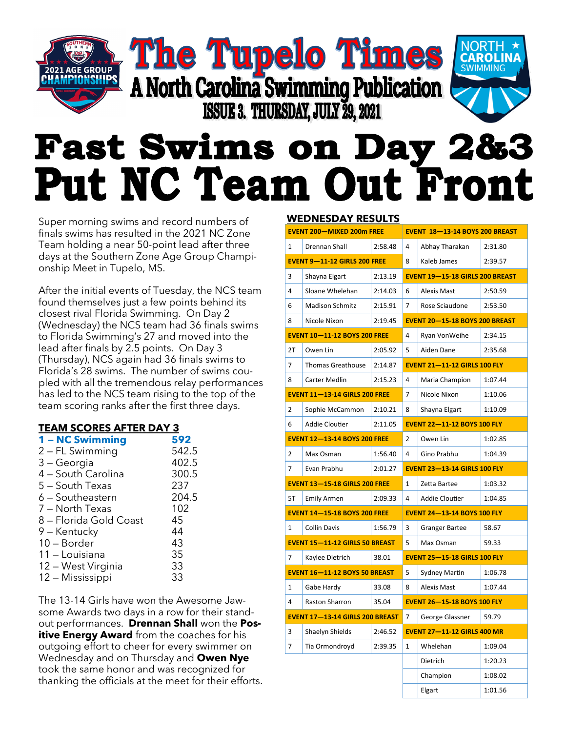# The Tupelo Times

## A North Carolina Swimming Publication

ISSUE 3. THURSDAY, JULY 29, 2021

# Fast Swims on Day 2&3 Put NC Team Out Front

Super morning swims and record numbers of finals swims has resulted in the 2021 NC Zone Team holding a near 50-point lead after three days at the Southern Zone Age Group Championship Meet in Tupelo, MS.

After the initial events of Tuesday, the NCS team found themselves just a few points behind its closest rival Florida Swimming. On Day 2 (Wednesday) the NCS team had 36 finals swims to Florida Swimming's 27 and moved into the lead after finals by 2.5 points. On Day 3 (Thursday), NCS again had 36 finals swims to Florida's 28 swims. The number of swims coupled with all the tremendous relay performances has led to the NCS team rising to the top of the team scoring ranks after the first three days.

### TEAM SCORES AFTER DAY 3

| | |
|---|---|
| **1 – NC Swimming** | **592** |
| 2 – FL Swimming | 542.5 |
| 3 – Georgia | 402.5 |
| 4 – South Carolina | 300.5 |
| 5 – South Texas | 237 |
| 6 – Southeastern | 204.5 |
| 7 – North Texas | 102 |
| 8 – Florida Gold Coast | 45 |
| 9 – Kentucky | 44 |
| 10 – Border | 43 |
| 11 – Louisiana | 35 |
| 12 – West Virginia | 33 |
| 12 – Mississippi | 33 |

The 13-14 Girls have won the Awesome Jawsome Awards two days in a row for their standout performances. **Drennan Shall** won the **Positive Energy Award** from the coaches for his outgoing effort to cheer for every swimmer on Wednesday and on Thursday and **Owen Nye** took the same honor and was recognized for thanking the officials at the meet for their efforts.

### WEDNESDAY RESULTS

| | | |
|---|---|---|
| **EVENT 200—MIXED 200m FREE** | | |
| 1 | Drennan Shall | 2:58.48 |
| **EVENT 9—11-12 GIRLS 200 FREE** | | |
| 3 | Shayna Elgart | 2:13.19 |
| 4 | Sloane Whelehan | 2:14.03 |
| 6 | Madison Schmitz | 2:15.91 |
| 8 | Nicole Nixon | 2:19.45 |
| **EVENT 10—11-12 BOYS 200 FREE** | | |
| 2T | Owen Lin | 2:05.92 |
| 7 | Thomas Greathouse | 2:14.87 |
| 8 | Carter Medlin | 2:15.23 |
| **EVENT 11—13-14 GIRLS 200 FREE** | | |
| 2 | Sophie McCammon | 2:10.21 |
| 6 | Addie Cloutier | 2:11.05 |
| **EVENT 12—13-14 BOYS 200 FREE** | | |
| 2 | Max Osman | 1:56.40 |
| 7 | Evan Prabhu | 2:01.27 |
| **EVENT 13—15-18 GIRLS 200 FREE** | | |
| 5T | Emily Armen | 2:09.33 |
| **EVENT 14—15-18 BOYS 200 FREE** | | |
| 1 | Collin Davis | 1:56.79 |
| **EVENT 15—11-12 GIRLS 50 BREAST** | | |
| 7 | Kaylee Dietrich | 38.01 |
| **EVENT 16—11-12 BOYS 50 BREAST** | | |
| 1 | Gabe Hardy | 33.08 |
| 4 | Raston Sharron | 35.04 |
| **EVENT 17—13-14 GIRLS 200 BREAST** | | |
| 3 | Shaelyn Shields | 2:46.52 |
| 7 | Tia Ormondroyd | 2:39.35 |
| **EVENT 18—13-14 BOYS 200 BREAST** | | |
| 4 | Abhay Tharakan | 2:31.80 |
| 8 | Kaleb James | 2:39.57 |
| **EVENT 19—15-18 GIRLS 200 BREAST** | | |
| 6 | Alexis Mast | 2:50.59 |
| 7 | Rose Sciaudone | 2:53.50 |
| **EVENT 20—15-18 BOYS 200 BREAST** | | |
| 4 | Ryan VonWeihe | 2:34.15 |
| 5 | Aiden Dane | 2:35.68 |
| **EVENT 21—11-12 GIRLS 100 FLY** | | |
| 4 | Maria Champion | 1:07.44 |
| 7 | Nicole Nixon | 1:10.06 |
| 8 | Shayna Elgart | 1:10.09 |
| **EVENT 22—11-12 BOYS 100 FLY** | | |
| 2 | Owen Lin | 1:02.85 |
| 4 | Gino Prabhu | 1:04.39 |
| **EVENT 23—13-14 GIRLS 100 FLY** | | |
| 1 | Zetta Bartee | 1:03.32 |
| 4 | Addie Cloutier | 1:04.85 |
| **EVENT 24—13-14 BOYS 100 FLY** | | |
| 3 | Granger Bartee | 58.67 |
| 5 | Max Osman | 59.33 |
| **EVENT 25—15-18 GIRLS 100 FLY** | | |
| 5 | Sydney Martin | 1:06.78 |
| 8 | Alexis Mast | 1:07.44 |
| **EVENT 26—15-18 BOYS 100 FLY** | | |
| 7 | George Glassner | 59.79 |
| **EVENT 27—11-12 GIRLS 400 MR** | | |
| 1 | Whelehan | 1:09.04 |
| | Dietrich | 1:20.23 |
| | Champion | 1:08.02 |
| | Elgart | 1:01.56 |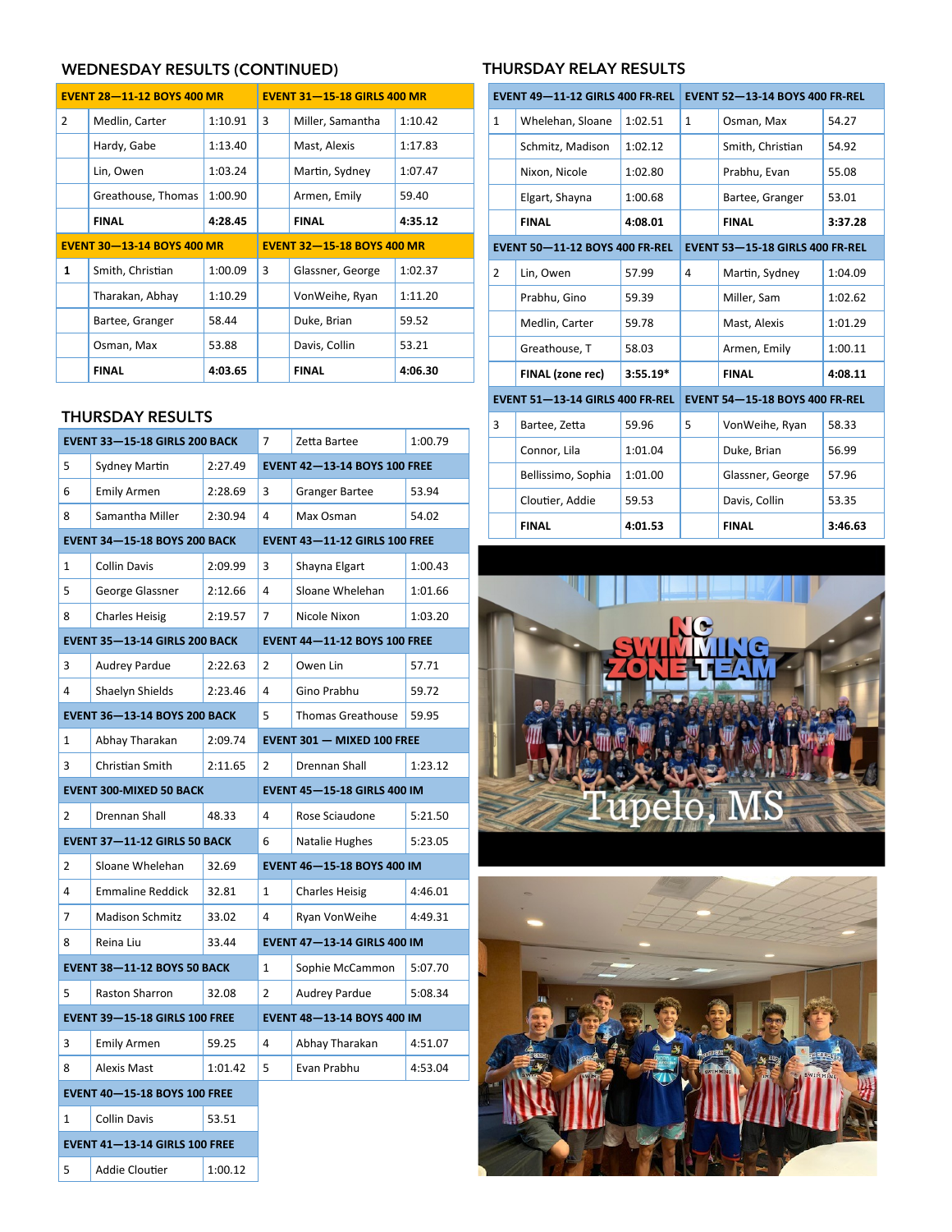## WEDNESDAY RESULTS (CONTINUED)

| EVENT 28—11-12 BOYS 400 MR | | | EVENT 31—15-18 GIRLS 400 MR | | |
|---|---|---|---|---|---|
| 2 | Medlin, Carter | 1:10.91 | 3 | Miller, Samantha | 1:10.42 |
| | Hardy, Gabe | 1:13.40 | | Mast, Alexis | 1:17.83 |
| | Lin, Owen | 1:03.24 | | Martin, Sydney | 1:07.47 |
| | Greathouse, Thomas | 1:00.90 | | Armen, Emily | 59.40 |
| | **FINAL** | **4:28.45** | | **FINAL** | **4:35.12** |
| **EVENT 30—13-14 BOYS 400 MR** | | | **EVENT 32—15-18 BOYS 400 MR** | | |
| **1** | Smith, Christian | 1:00.09 | 3 | Glassner, George | 1:02.37 |
| | Tharakan, Abhay | 1:10.29 | | VonWeihe, Ryan | 1:11.20 |
| | Bartee, Granger | 58.44 | | Duke, Brian | 59.52 |
| | Osman, Max | 53.88 | | Davis, Collin | 53.21 |
| | **FINAL** | **4:03.65** | | **FINAL** | **4:06.30** |

## THURSDAY RESULTS

| EVENT 33—15-18 GIRLS 200 BACK | | | | | |
|---|---|---|---|---|---|
| 5 | Sydney Martin | 2:27.49 | 7 | Zetta Bartee | 1:00.79 |
| 6 | Emily Armen | 2:28.69 | **EVENT 42—13-14 BOYS 100 FREE** | | |
| 8 | Samantha Miller | 2:30.94 | 3 | Granger Bartee | 53.94 |
| **EVENT 34—15-18 BOYS 200 BACK** | | | 4 | Max Osman | 54.02 |
| 1 | Collin Davis | 2:09.99 | **EVENT 43—11-12 GIRLS 100 FREE** | | |
| 5 | George Glassner | 2:12.66 | 3 | Shayna Elgart | 1:00.43 |
| 8 | Charles Heisig | 2:19.57 | 4 | Sloane Whelehan | 1:01.66 |
| **EVENT 35—13-14 GIRLS 200 BACK** | | | 7 | Nicole Nixon | 1:03.20 |
| 3 | Audrey Pardue | 2:22.63 | **EVENT 44—11-12 BOYS 100 FREE** | | |
| 4 | Shaelyn Shields | 2:23.46 | 2 | Owen Lin | 57.71 |
| **EVENT 36—13-14 BOYS 200 BACK** | | | 4 | Gino Prabhu | 59.72 |
| 1 | Abhay Tharakan | 2:09.74 | 5 | Thomas Greathouse | 59.95 |
| 3 | Christian Smith | 2:11.65 | **EVENT 301 — MIXED 100 FREE** | | |
| **EVENT 300-MIXED 50 BACK** | | | 2 | Drennan Shall | 1:23.12 |
| 2 | Drennan Shall | 48.33 | **EVENT 45—15-18 GIRLS 400 IM** | | |
| **EVENT 37—11-12 GIRLS 50 BACK** | | | 4 | Rose Sciaudone | 5:21.50 |
| 2 | Sloane Whelehan | 32.69 | 6 | Natalie Hughes | 5:23.05 |
| 4 | Emmaline Reddick | 32.81 | **EVENT 46—15-18 BOYS 400 IM** | | |
| 7 | Madison Schmitz | 33.02 | 1 | Charles Heisig | 4:46.01 |
| 8 | Reina Liu | 33.44 | 4 | Ryan VonWeihe | 4:49.31 |
| **EVENT 38—11-12 BOYS 50 BACK** | | | **EVENT 47—13-14 GIRLS 400 IM** | | |
| 5 | Raston Sharron | 32.08 | 1 | Sophie McCammon | 5:07.70 |
| **EVENT 39—15-18 GIRLS 100 FREE** | | | 2 | Audrey Pardue | 5:08.34 |
| 3 | Emily Armen | 59.25 | **EVENT 48—13-14 BOYS 400 IM** | | |
| 8 | Alexis Mast | 1:01.42 | 4 | Abhay Tharakan | 4:51.07 |
| **EVENT 40—15-18 BOYS 100 FREE** | | | 5 | Evan Prabhu | 4:53.04 |
| 1 | Collin Davis | 53.51 | | | |
| **EVENT 41—13-14 GIRLS 100 FREE** | | | | | |
| 5 | Addie Cloutier | 1:00.12 | | | |

## THURSDAY RELAY RESULTS

| EVENT 49—11-12 GIRLS 400 FR-REL | | | EVENT 52—13-14 BOYS 400 FR-REL | | |
|---|---|---|---|---|---|
| 1 | Whelehan, Sloane | 1:02.51 | 1 | Osman, Max | 54.27 |
| | Schmitz, Madison | 1:02.12 | | Smith, Christian | 54.92 |
| | Nixon, Nicole | 1:02.80 | | Prabhu, Evan | 55.08 |
| | Elgart, Shayna | 1:00.68 | | Bartee, Granger | 53.01 |
| | **FINAL** | **4:08.01** | | **FINAL** | **3:37.28** |
| **EVENT 50—11-12 BOYS 400 FR-REL** | | | **EVENT 53—15-18 GIRLS 400 FR-REL** | | |
| 2 | Lin, Owen | 57.99 | 4 | Martin, Sydney | 1:04.09 |
| | Prabhu, Gino | 59.39 | | Miller, Sam | 1:02.62 |
| | Medlin, Carter | 59.78 | | Mast, Alexis | 1:01.29 |
| | Greathouse, T | 58.03 | | Armen, Emily | 1:00.11 |
| | **FINAL (zone rec)** | **3:55.19*** | | **FINAL** | **4:08.11** |
| **EVENT 51—13-14 GIRLS 400 FR-REL** | | | **EVENT 54—15-18 BOYS 400 FR-REL** | | |
| 3 | Bartee, Zetta | 59.96 | 5 | VonWeihe, Ryan | 58.33 |
| | Connor, Lila | 1:01.04 | | Duke, Brian | 56.99 |
| | Bellissimo, Sophia | 1:01.00 | | Glassner, George | 57.96 |
| | Cloutier, Addie | 59.53 | | Davis, Collin | 53.35 |
| | **FINAL** | **4:01.53** | | **FINAL** | **3:46.63** |

NC SWIMMING ZONE TEAM

Tupelo, MS